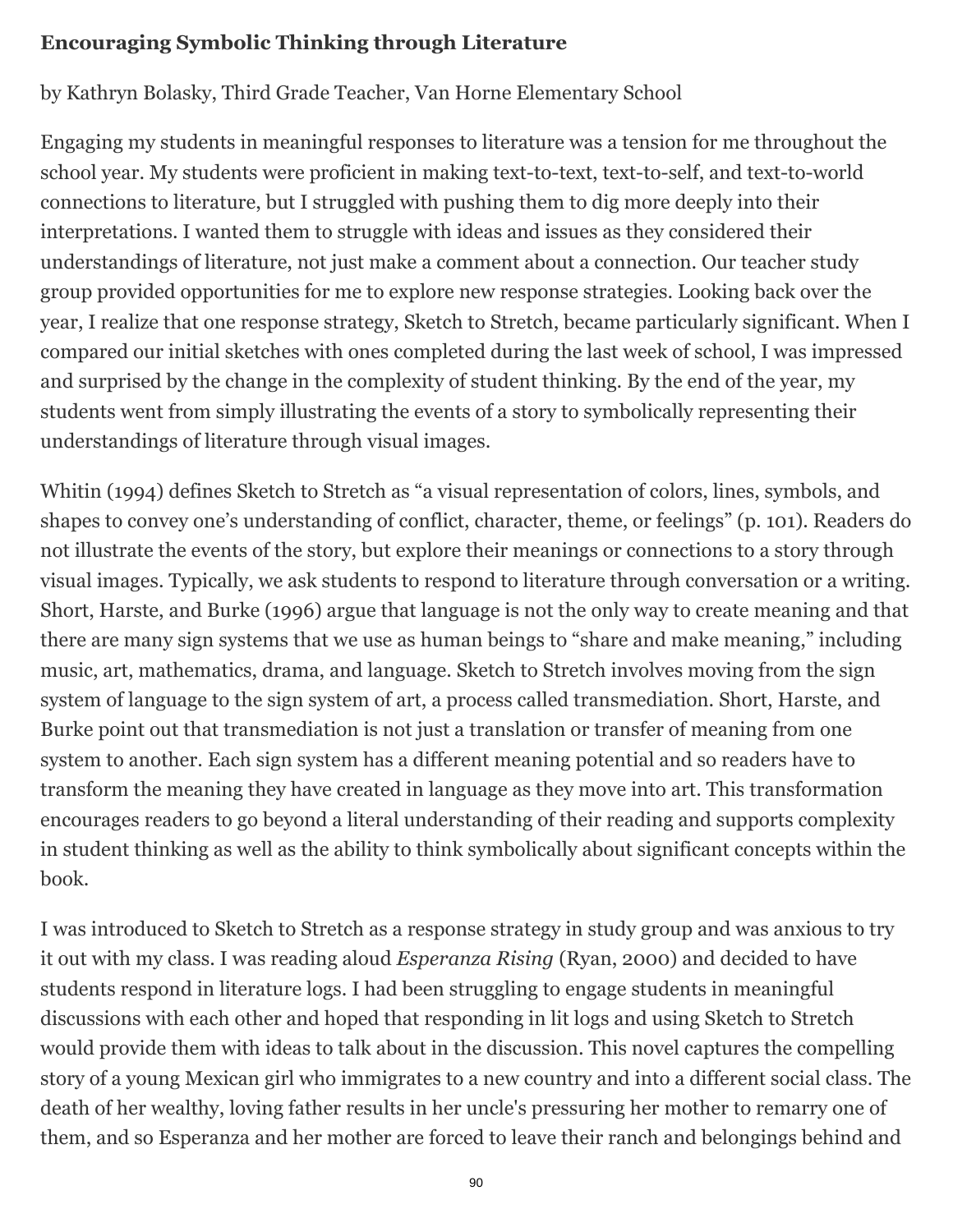**Encouraging Symbolic Thinking through Literature**

by Kathryn Bolasky, Third Grade Teacher, Van Horne Elementary School

Engaging my students in meaningful responses to literature was a tension for me throughout the school year. My students were proficient in making text-to-text, text-to-self, and text-to-world connections to literature, but I struggled with pushing them to dig more deeply into their interpretations. I wanted them to struggle with ideas and issues as they considered their understandings of literature, not just make a comment about a connection. Our teacher study group provided opportunities for me to explore new response strategies. Looking back over the year, I realize that one response strategy, Sketch to Stretch, became particularly significant. When I compared our initial sketches with ones completed during the last week of school, I was impressed and surprised by the change in the complexity of student thinking. By the end of the year, my students went from simply illustrating the events of a story to symbolically representing their understandings of literature through visual images.

Whitin (1994) defines Sketch to Stretch as "a visual representation of colors, lines, symbols, and shapes to convey one's understanding of conflict, character, theme, or feelings" (p. 101). Readers do not illustrate the events of the story, but explore their meanings or connections to a story through visual images. Typically, we ask students to respond to literature through conversation or a writing. Short, Harste, and Burke (1996) argue that language is not the only way to create meaning and that there are many sign systems that we use as human beings to "share and make meaning," including music, art, mathematics, drama, and language. Sketch to Stretch involves moving from the sign system of language to the sign system of art, a process called transmediation. Short, Harste, and Burke point out that transmediation is not just a translation or transfer of meaning from one system to another. Each sign system has a different meaning potential and so readers have to transform the meaning they have created in language as they move into art. This transformation encourages readers to go beyond a literal understanding of their reading and supports complexity in student thinking as well as the ability to think symbolically about significant concepts within the book.

I was introduced to Sketch to Stretch as a response strategy in study group and was anxious to try it out with my class. I was reading aloud *Esperanza Rising* (Ryan, 2000) and decided to have students respond in literature logs. I had been struggling to engage students in meaningful discussions with each other and hoped that responding in lit logs and using Sketch to Stretch would provide them with ideas to talk about in the discussion. This novel captures the compelling story of a young Mexican girl who immigrates to a new country and into a different social class. The death of her wealthy, loving father results in her uncle's pressuring her mother to remarry one of them, and so Esperanza and her mother are forced to leave their ranch and belongings behind and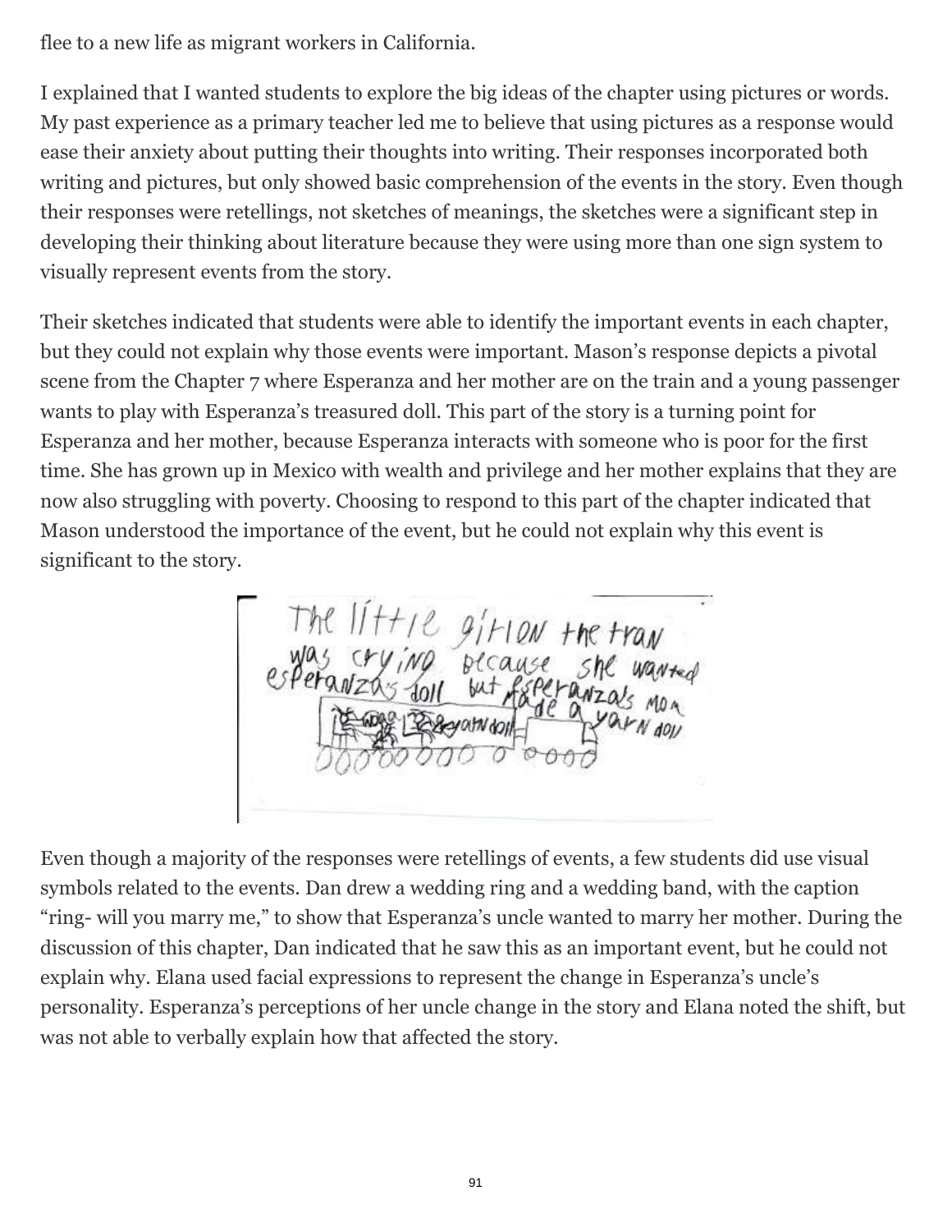flee to a new life as migrant workers in California.

I explained that I wanted students to explore the big ideas of the chapter using pictures or words. My past experience as a primary teacher led me to believe that using pictures as a response would ease their anxiety about putting their thoughts into writing. Their responses incorporated both writing and pictures, but only showed basic comprehension of the events in the story. Even though their responses were retellings, not sketches of meanings, the sketches were a significant step in developing their thinking about literature because they were using more than one sign system to visually represent events from the story.

Their sketches indicated that students were able to identify the important events in each chapter, but they could not explain why those events were important. Mason's response depicts a pivotal scene from the Chapter 7 where Esperanza and her mother are on the train and a young passenger wants to play with Esperanza's treasured doll. This part of the story is a turning point for Esperanza and her mother, because Esperanza interacts with someone who is poor for the first time. She has grown up in Mexico with wealth and privilege and her mother explains that they are now also struggling with poverty. Choosing to respond to this part of the chapter indicated that Mason understood the importance of the event, but he could not explain why this event is significant to the story.

Even though a majority of the responses were retellings of events, a few students did use visual symbols related to the events. Dan drew a wedding ring and a wedding band, with the caption "ring- will you marry me," to show that Esperanza's uncle wanted to marry her mother. During the discussion of this chapter, Dan indicated that he saw this as an important event, but he could not explain why. Elana used facial expressions to represent the change in Esperanza's uncle's personality. Esperanza's perceptions of her uncle change in the story and Elana noted the shift, but was not able to verbally explain how that affected the story.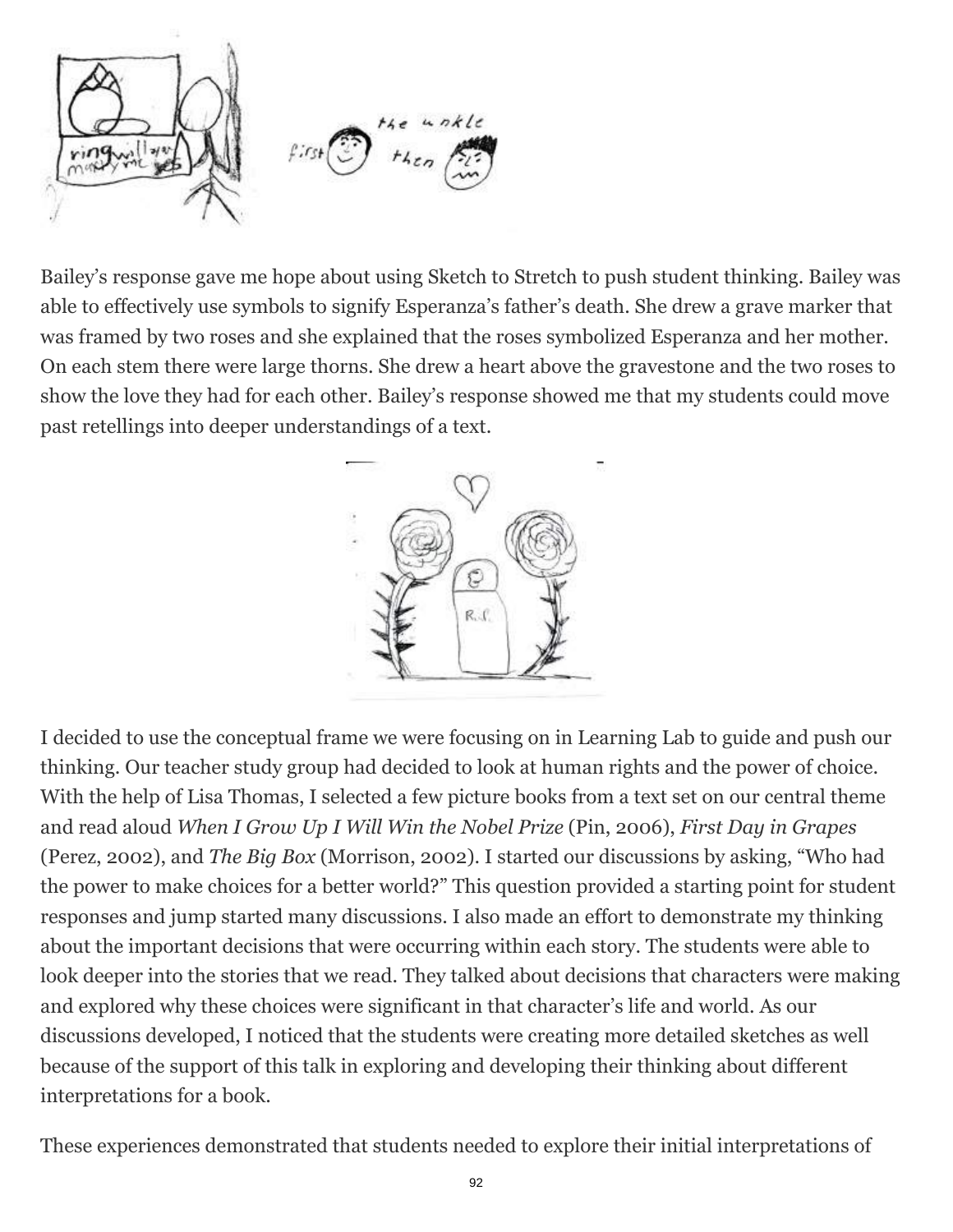Bailey's response gave me hope about using Sketch to Stretch to push student thinking. Bailey was able to effectively use symbols to signify Esperanza's father's death. She drew a grave marker that was framed by two roses and she explained that the roses symbolized Esperanza and her mother. On each stem there were large thorns. She drew a heart above the gravestone and the two roses to show the love they had for each other. Bailey's response showed me that my students could move past retellings into deeper understandings of a text.

I decided to use the conceptual frame we were focusing on in Learning Lab to guide and push our thinking. Our teacher study group had decided to look at human rights and the power of choice. With the help of Lisa Thomas, I selected a few picture books from a text set on our central theme and read aloud *When I Grow Up I Will Win the Nobel Prize* (Pin, 2006), *First Day in Grapes* (Perez, 2002), and *The Big Box* (Morrison, 2002). I started our discussions by asking, "Who had the power to make choices for a better world?" This question provided a starting point for student responses and jump started many discussions. I also made an effort to demonstrate my thinking about the important decisions that were occurring within each story. The students were able to look deeper into the stories that we read. They talked about decisions that characters were making and explored why these choices were significant in that character's life and world. As our discussions developed, I noticed that the students were creating more detailed sketches as well because of the support of this talk in exploring and developing their thinking about different interpretations for a book.

These experiences demonstrated that students needed to explore their initial interpretations of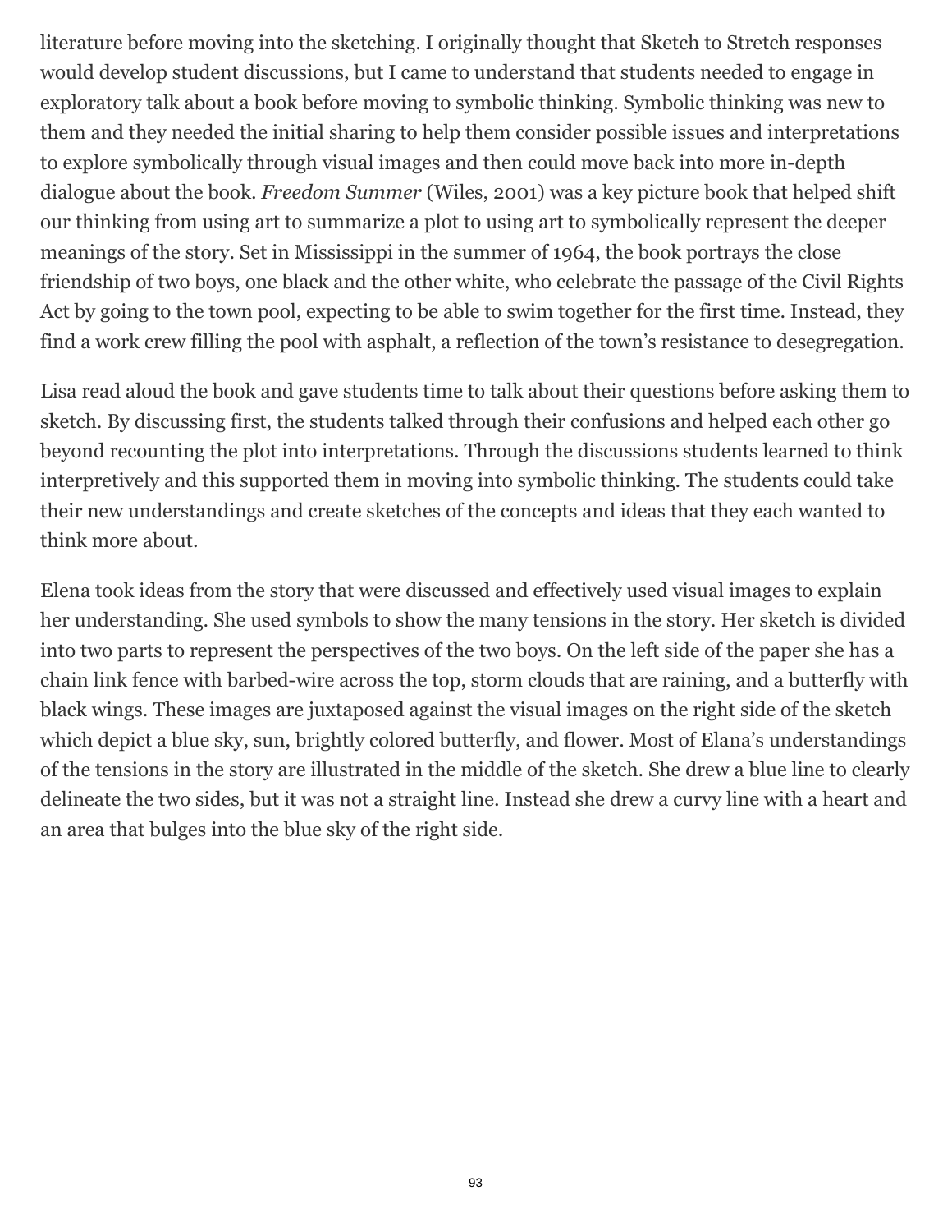literature before moving into the sketching. I originally thought that Sketch to Stretch responses would develop student discussions, but I came to understand that students needed to engage in exploratory talk about a book before moving to symbolic thinking. Symbolic thinking was new to them and they needed the initial sharing to help them consider possible issues and interpretations to explore symbolically through visual images and then could move back into more in-depth dialogue about the book. *Freedom Summer* (Wiles, 2001) was a key picture book that helped shift our thinking from using art to summarize a plot to using art to symbolically represent the deeper meanings of the story. Set in Mississippi in the summer of 1964, the book portrays the close friendship of two boys, one black and the other white, who celebrate the passage of the Civil Rights Act by going to the town pool, expecting to be able to swim together for the first time. Instead, they find a work crew filling the pool with asphalt, a reflection of the town's resistance to desegregation.

Lisa read aloud the book and gave students time to talk about their questions before asking them to sketch. By discussing first, the students talked through their confusions and helped each other go beyond recounting the plot into interpretations. Through the discussions students learned to think interpretively and this supported them in moving into symbolic thinking. The students could take their new understandings and create sketches of the concepts and ideas that they each wanted to think more about.

Elena took ideas from the story that were discussed and effectively used visual images to explain her understanding. She used symbols to show the many tensions in the story. Her sketch is divided into two parts to represent the perspectives of the two boys. On the left side of the paper she has a chain link fence with barbed-wire across the top, storm clouds that are raining, and a butterfly with black wings. These images are juxtaposed against the visual images on the right side of the sketch which depict a blue sky, sun, brightly colored butterfly, and flower. Most of Elana's understandings of the tensions in the story are illustrated in the middle of the sketch. She drew a blue line to clearly delineate the two sides, but it was not a straight line. Instead she drew a curvy line with a heart and an area that bulges into the blue sky of the right side.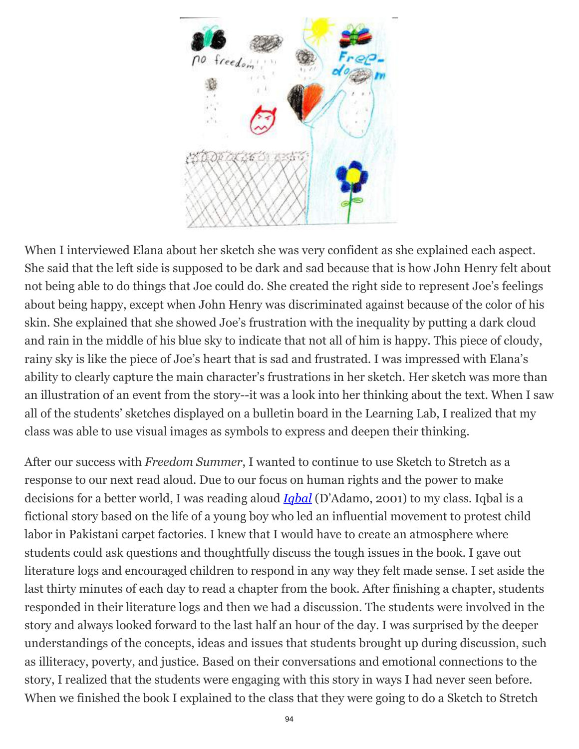When I interviewed Elana about her sketch she was very confident as she explained each aspect. She said that the left side is supposed to be dark and sad because that is how John Henry felt about not being able to do things that Joe could do. She created the right side to represent Joe's feelings about being happy, except when John Henry was discriminated against because of the color of his skin. She explained that she showed Joe's frustration with the inequality by putting a dark cloud and rain in the middle of his blue sky to indicate that not all of him is happy. This piece of cloudy, rainy sky is like the piece of Joe's heart that is sad and frustrated. I was impressed with Elana's ability to clearly capture the main character's frustrations in her sketch. Her sketch was more than an illustration of an event from the story--it was a look into her thinking about the text. When I saw all of the students' sketches displayed on a bulletin board in the Learning Lab, I realized that my class was able to use visual images as symbols to express and deepen their thinking.

After our success with *Freedom Summer*, I wanted to continue to use Sketch to Stretch as a response to our next read aloud. Due to our focus on human rights and the power to make decisions for a better world, I was reading aloud *Iqbal* (D'Adamo, 2001) to my class. Iqbal is a fictional story based on the life of a young boy who led an influential movement to protest child labor in Pakistani carpet factories. I knew that I would have to create an atmosphere where students could ask questions and thoughtfully discuss the tough issues in the book. I gave out literature logs and encouraged children to respond in any way they felt made sense. I set aside the last thirty minutes of each day to read a chapter from the book. After finishing a chapter, students responded in their literature logs and then we had a discussion. The students were involved in the story and always looked forward to the last half an hour of the day. I was surprised by the deeper understandings of the concepts, ideas and issues that students brought up during discussion, such as illiteracy, poverty, and justice. Based on their conversations and emotional connections to the story, I realized that the students were engaging with this story in ways I had never seen before. When we finished the book I explained to the class that they were going to do a Sketch to Stretch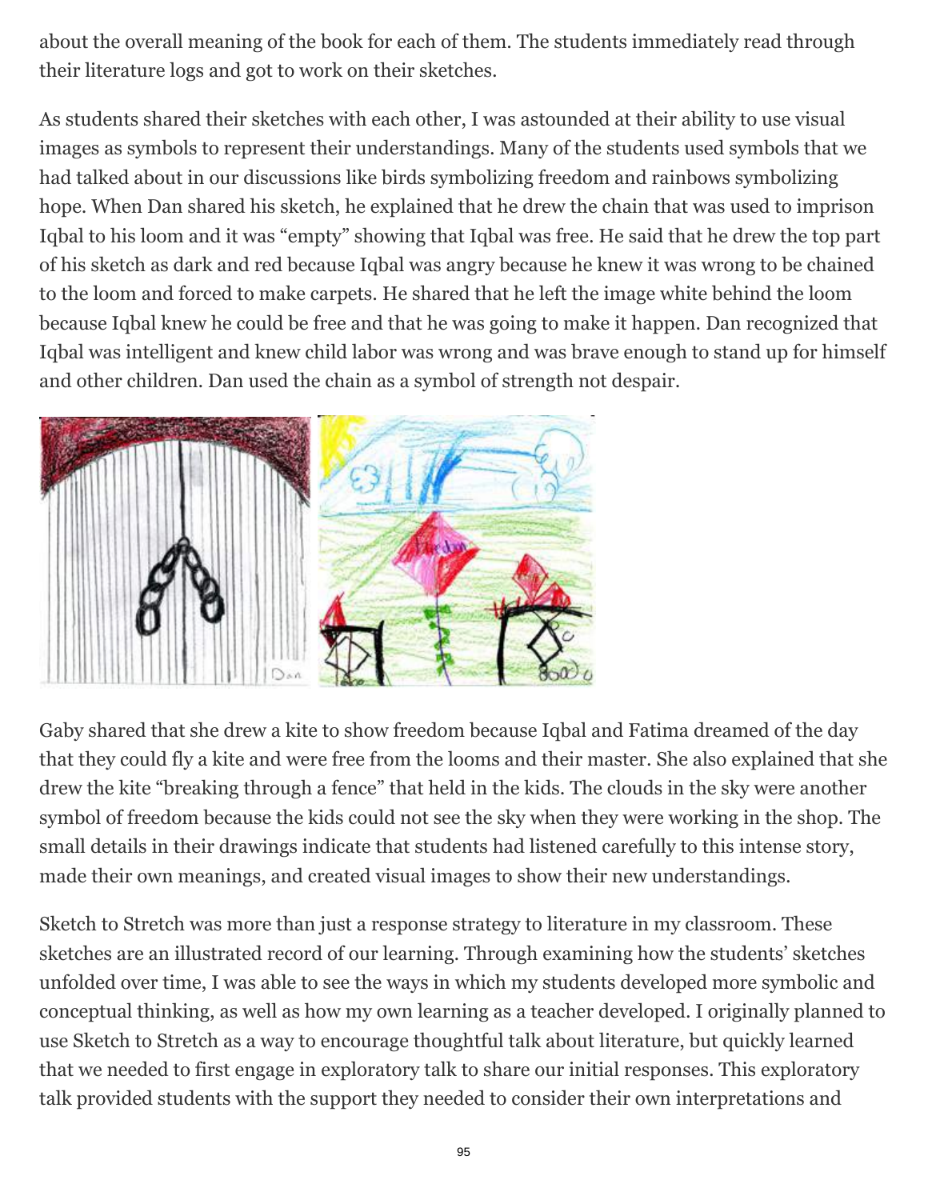about the overall meaning of the book for each of them. The students immediately read through their literature logs and got to work on their sketches.

As students shared their sketches with each other, I was astounded at their ability to use visual images as symbols to represent their understandings. Many of the students used symbols that we had talked about in our discussions like birds symbolizing freedom and rainbows symbolizing hope. When Dan shared his sketch, he explained that he drew the chain that was used to imprison Iqbal to his loom and it was "empty" showing that Iqbal was free. He said that he drew the top part of his sketch as dark and red because Iqbal was angry because he knew it was wrong to be chained to the loom and forced to make carpets. He shared that he left the image white behind the loom because Iqbal knew he could be free and that he was going to make it happen. Dan recognized that Iqbal was intelligent and knew child labor was wrong and was brave enough to stand up for himself and other children. Dan used the chain as a symbol of strength not despair.

Gaby shared that she drew a kite to show freedom because Iqbal and Fatima dreamed of the day that they could fly a kite and were free from the looms and their master. She also explained that she drew the kite "breaking through a fence" that held in the kids. The clouds in the sky were another symbol of freedom because the kids could not see the sky when they were working in the shop. The small details in their drawings indicate that students had listened carefully to this intense story, made their own meanings, and created visual images to show their new understandings.

Sketch to Stretch was more than just a response strategy to literature in my classroom. These sketches are an illustrated record of our learning. Through examining how the students' sketches unfolded over time, I was able to see the ways in which my students developed more symbolic and conceptual thinking, as well as how my own learning as a teacher developed. I originally planned to use Sketch to Stretch as a way to encourage thoughtful talk about literature, but quickly learned that we needed to first engage in exploratory talk to share our initial responses. This exploratory talk provided students with the support they needed to consider their own interpretations and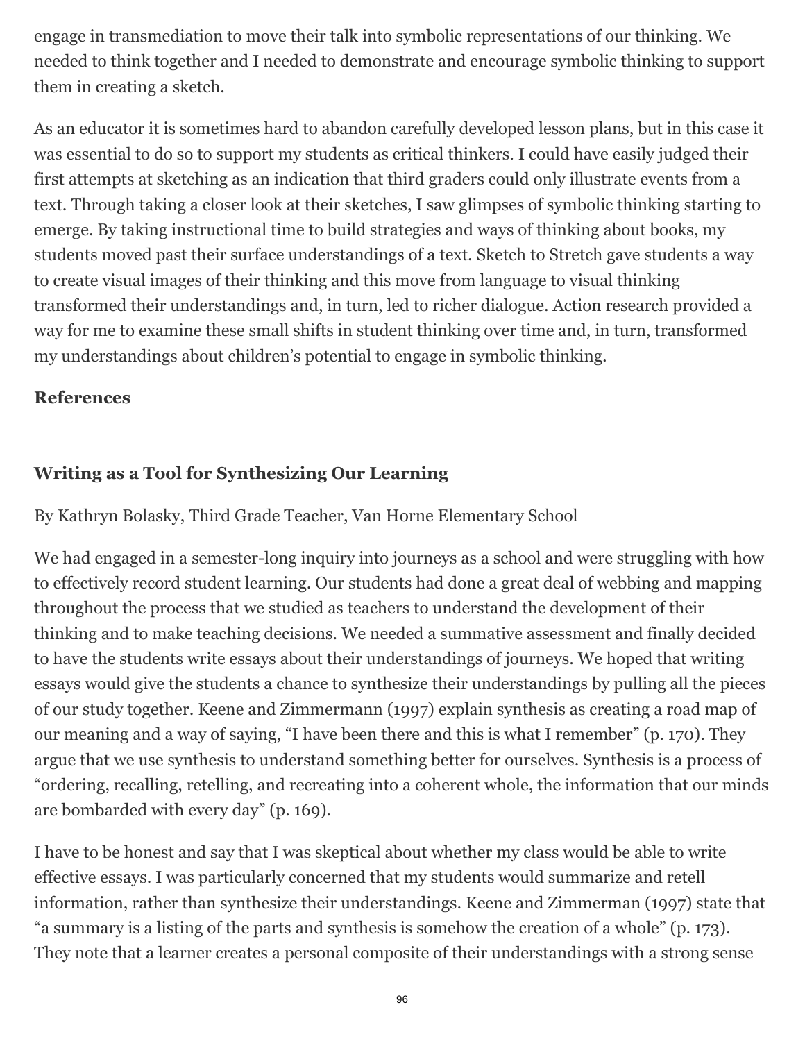engage in transmediation to move their talk into symbolic representations of our thinking. We needed to think together and I needed to demonstrate and encourage symbolic thinking to support them in creating a sketch.

As an educator it is sometimes hard to abandon carefully developed lesson plans, but in this case it was essential to do so to support my students as critical thinkers. I could have easily judged their first attempts at sketching as an indication that third graders could only illustrate events from a text. Through taking a closer look at their sketches, I saw glimpses of symbolic thinking starting to emerge. By taking instructional time to build strategies and ways of thinking about books, my students moved past their surface understandings of a text. Sketch to Stretch gave students a way to create visual images of their thinking and this move from language to visual thinking transformed their understandings and, in turn, led to richer dialogue. Action research provided a way for me to examine these small shifts in student thinking over time and, in turn, transformed my understandings about children's potential to engage in symbolic thinking.

**References**

**Writing as a Tool for Synthesizing Our Learning**

By Kathryn Bolasky, Third Grade Teacher, Van Horne Elementary School

We had engaged in a semester-long inquiry into journeys as a school and were struggling with how to effectively record student learning. Our students had done a great deal of webbing and mapping throughout the process that we studied as teachers to understand the development of their thinking and to make teaching decisions. We needed a summative assessment and finally decided to have the students write essays about their understandings of journeys. We hoped that writing essays would give the students a chance to synthesize their understandings by pulling all the pieces of our study together. Keene and Zimmermann (1997) explain synthesis as creating a road map of our meaning and a way of saying, "I have been there and this is what I remember" (p. 170). They argue that we use synthesis to understand something better for ourselves. Synthesis is a process of "ordering, recalling, retelling, and recreating into a coherent whole, the information that our minds are bombarded with every day" (p. 169).

I have to be honest and say that I was skeptical about whether my class would be able to write effective essays. I was particularly concerned that my students would summarize and retell information, rather than synthesize their understandings. Keene and Zimmerman (1997) state that "a summary is a listing of the parts and synthesis is somehow the creation of a whole" (p. 173). They note that a learner creates a personal composite of their understandings with a strong sense